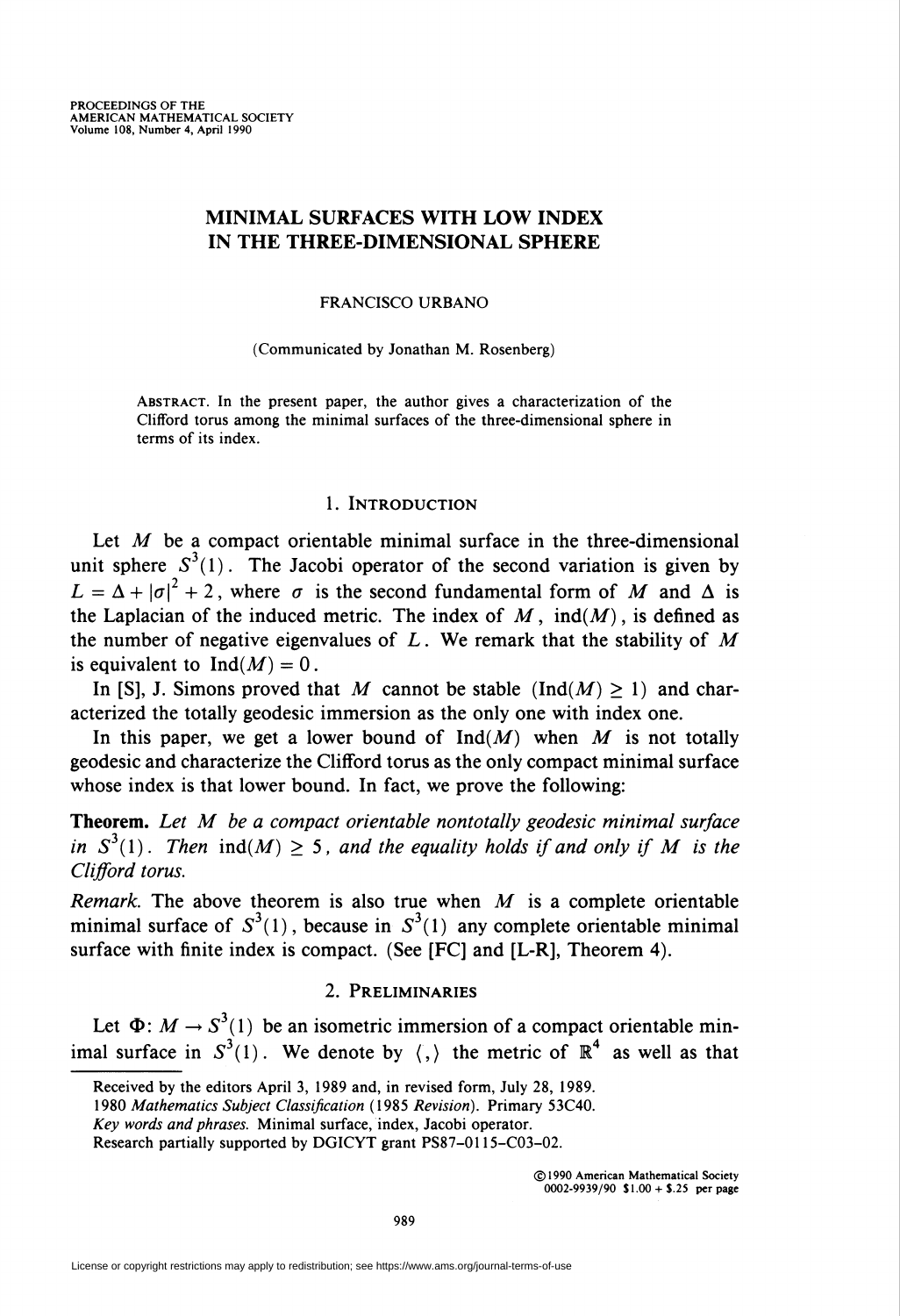# MINIMAL SURFACES WITH LOW INDEX IN THE THREE-DIMENSIONAL SPHERE

FRANCISCO URBANO

(Communicated by Jonathan M. Rosenberg)

ABSTRACT. In the present paper, the author gives a characterization of the Clifford torus among the minimal surfaces of the three-dimensional sphere in terms of its index.

## 1. INTRODUCTION

Let $M$ be a compact orientable minimal surface in the three-dimensional unit sphere $S^3(1)$. The Jacobi operator of the second variation is given by $L = \Delta + |\sigma|^2 + 2$, where $\sigma$ is the second fundamental form of $M$ and $\Delta$ is the Laplacian of the induced metric. The index of $M$, $\operatorname{ind}(M)$, is defined as the number of negative eigenvalues of $L$. We remark that the stability of $M$ is equivalent to $\operatorname{Ind}(M) = 0$.

In [S], J. Simons proved that $M$ cannot be stable ($\operatorname{Ind}(M) \geq 1$) and characterized the totally geodesic immersion as the only one with index one.

In this paper, we get a lower bound of $\operatorname{Ind}(M)$ when $M$ is not totally geodesic and characterize the Clifford torus as the only compact minimal surface whose index is that lower bound. In fact, we prove the following:

**Theorem.** *Let $M$ be a compact orientable nontotally geodesic minimal surface in $S^3(1)$. Then $\operatorname{ind}(M) \geq 5$, and the equality holds if and only if $M$ is the Clifford torus.*

*Remark.* The above theorem is also true when $M$ is a complete orientable minimal surface of $S^3(1)$, because in $S^3(1)$ any complete orientable minimal surface with finite index is compact. (See [FC] and [L-R], Theorem 4).

## 2. PRELIMINARIES

Let $\Phi\colon M \to S^3(1)$ be an isometric immersion of a compact orientable minimal surface in $S^3(1)$. We denote by $\langle , \rangle$ the metric of $\mathbb{R}^4$ as well as that

Received by the editors April 3, 1989 and, in revised form, July 28, 1989.
1980 *Mathematics Subject Classification* (1985 *Revision*). Primary 53C40.
*Key words and phrases.* Minimal surface, index, Jacobi operator.
Research partially supported by DGICYT grant PS87-0115-C03-02.

©1990 American Mathematical Society
0002-9939/90 $1.00 + $.25 per page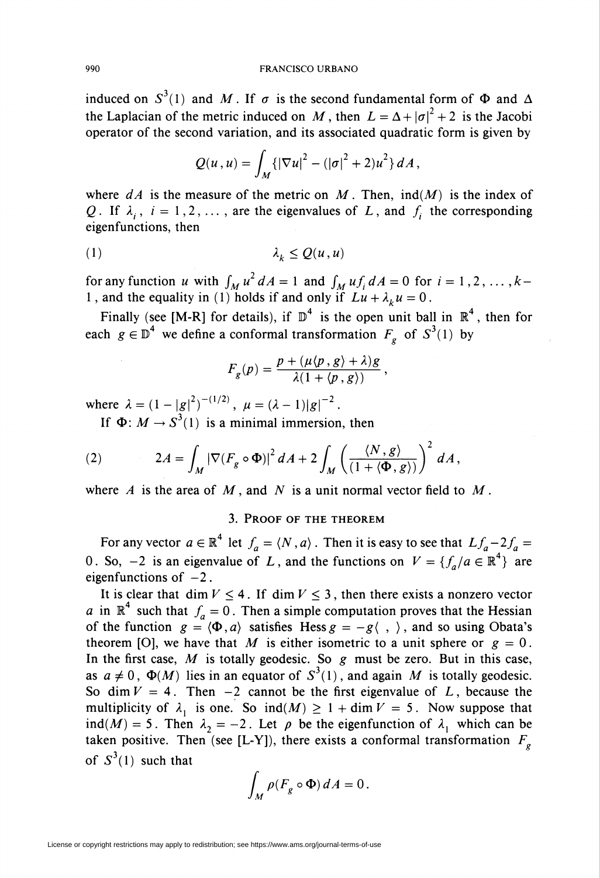induced on $S^3(1)$ and $M$. If $\sigma$ is the second fundamental form of $\Phi$ and $\Delta$ the Laplacian of the metric induced on $M$, then $L = \Delta + |\sigma|^2 + 2$ is the Jacobi operator of the second variation, and its associated quadratic form is given by

$$Q(u, u) = \int_M \{|\nabla u|^2 - (|\sigma|^2 + 2)u^2\} \, dA,$$

where $dA$ is the measure of the metric on $M$. Then, $\operatorname{ind}(M)$ is the index of $Q$. If $\lambda_i$, $i = 1, 2, \ldots$, are the eigenvalues of $L$, and $f_i$ the corresponding eigenfunctions, then

$$\lambda_k \leq Q(u, u) \tag{1}$$

for any function $u$ with $\int_M u^2 \, dA = 1$ and $\int_M u f_i \, dA = 0$ for $i = 1, 2, \ldots, k-1$, and the equality in (1) holds if and only if $Lu + \lambda_k u = 0$.

Finally (see [M-R] for details), if $\mathbb{D}^4$ is the open unit ball in $\mathbb{R}^4$, then for each $g \in \mathbb{D}^4$ we define a conformal transformation $F_g$ of $S^3(1)$ by

$$F_g(p) = \frac{p + (\mu\langle p, g\rangle + \lambda)g}{\lambda(1 + \langle p, g\rangle)},$$

where $\lambda = (1 - |g|^2)^{-(1/2)}$, $\mu = (\lambda - 1)|g|^{-2}$.

If $\Phi\colon M \to S^3(1)$ is a minimal immersion, then

$$2A = \int_M |\nabla(F_g \circ \Phi)|^2 \, dA + 2\int_M \left(\frac{\langle N, g\rangle}{(1 + \langle \Phi, g\rangle)}\right)^2 dA, \tag{2}$$

where $A$ is the area of $M$, and $N$ is a unit normal vector field to $M$.

## 3. Proof of the theorem

For any vector $a \in \mathbb{R}^4$ let $f_a = \langle N, a\rangle$. Then it is easy to see that $Lf_a - 2f_a = 0$. So, $-2$ is an eigenvalue of $L$, and the functions on $V = \{f_a / a \in \mathbb{R}^4\}$ are eigenfunctions of $-2$.

It is clear that $\dim V \leq 4$. If $\dim V \leq 3$, then there exists a nonzero vector $a$ in $\mathbb{R}^4$ such that $f_a = 0$. Then a simple computation proves that the Hessian of the function $g = \langle \Phi, a\rangle$ satisfies $\operatorname{Hess} g = -g\langle\ ,\ \rangle$, and so using Obata's theorem [O], we have that $M$ is either isometric to a unit sphere or $g = 0$. In the first case, $M$ is totally geodesic. So $g$ must be zero. But in this case, as $a \neq 0$, $\Phi(M)$ lies in an equator of $S^3(1)$, and again $M$ is totally geodesic. So $\dim V = 4$. Then $-2$ cannot be the first eigenvalue of $L$, because the multiplicity of $\lambda_1$ is one. So $\operatorname{ind}(M) \geq 1 + \dim V = 5$. Now suppose that $\operatorname{ind}(M) = 5$. Then $\lambda_2 = -2$. Let $\rho$ be the eigenfunction of $\lambda_1$ which can be taken positive. Then (see [L-Y]), there exists a conformal transformation $F_g$ of $S^3(1)$ such that

$$\int_M \rho(F_g \circ \Phi) \, dA = 0.$$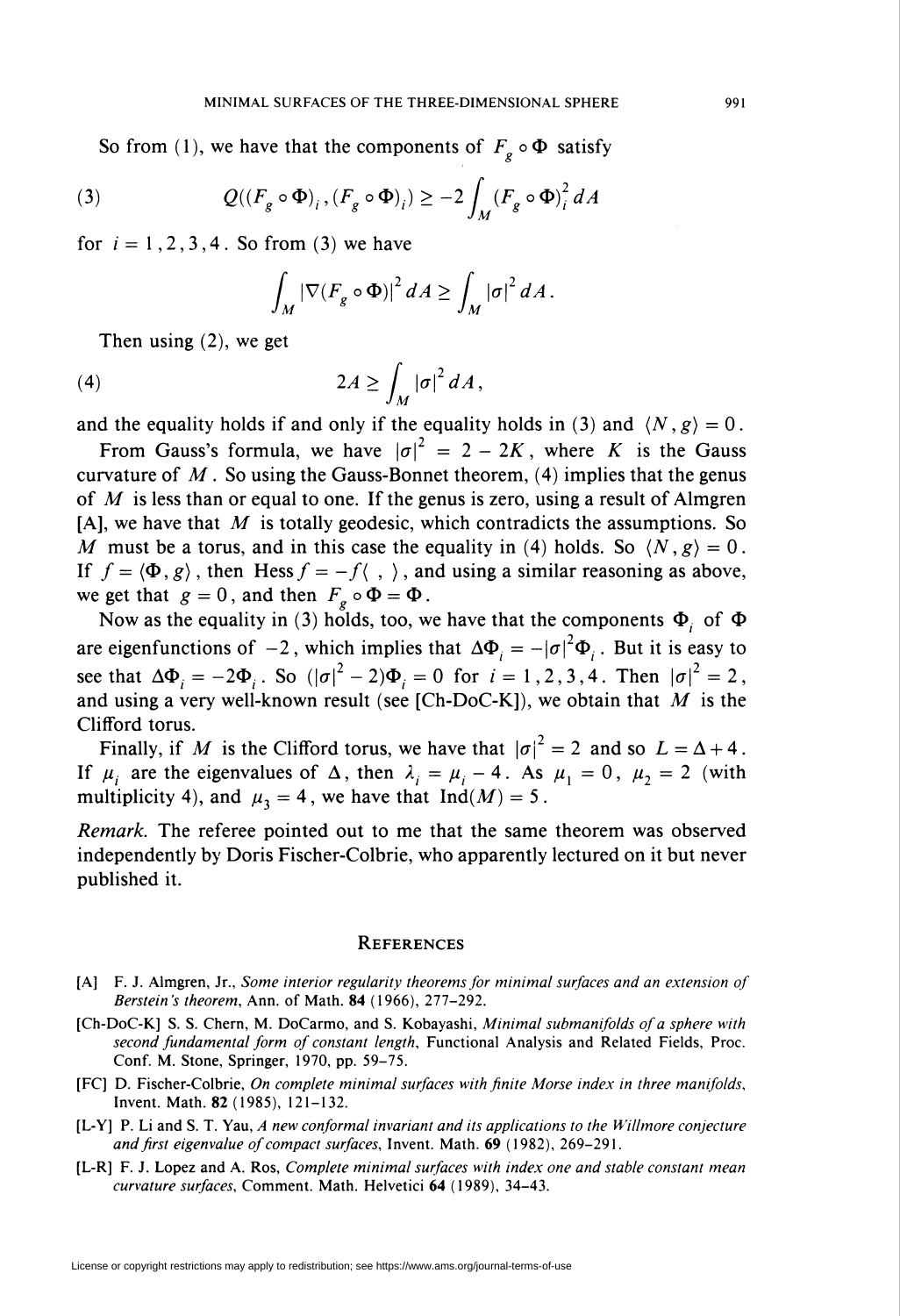So from (1), we have that the components of $F_g \circ \Phi$ satisfy

$$Q((F_g \circ \Phi)_i, (F_g \circ \Phi)_i) \geq -2 \int_M (F_g \circ \Phi)_i^2 \, dA \tag{3}$$

for $i = 1, 2, 3, 4$. So from (3) we have

$$\int_M |\nabla(F_g \circ \Phi)|^2 \, dA \geq \int_M |\sigma|^2 \, dA.$$

Then using (2), we get

$$2A \geq \int_M |\sigma|^2 \, dA, \tag{4}$$

and the equality holds if and only if the equality holds in (3) and $\langle N, g \rangle = 0$.

From Gauss's formula, we have $|\sigma|^2 = 2 - 2K$, where $K$ is the Gauss curvature of $M$. So using the Gauss-Bonnet theorem, (4) implies that the genus of $M$ is less than or equal to one. If the genus is zero, using a result of Almgren [A], we have that $M$ is totally geodesic, which contradicts the assumptions. So $M$ must be a torus, and in this case the equality in (4) holds. So $\langle N, g \rangle = 0$. If $f = \langle \Phi, g \rangle$, then $\operatorname{Hess} f = -f\langle \, , \, \rangle$, and using a similar reasoning as above, we get that $g = 0$, and then $F_g \circ \Phi = \Phi$.

Now as the equality in (3) holds, too, we have that the components $\Phi_i$ of $\Phi$ are eigenfunctions of $-2$, which implies that $\Delta \Phi_i = -|\sigma|^2 \Phi_i$. But it is easy to see that $\Delta \Phi_i = -2\Phi_i$. So $(|\sigma|^2 - 2)\Phi_i = 0$ for $i = 1, 2, 3, 4$. Then $|\sigma|^2 = 2$, and using a very well-known result (see [Ch-DoC-K]), we obtain that $M$ is the Clifford torus.

Finally, if $M$ is the Clifford torus, we have that $|\sigma|^2 = 2$ and so $L = \Delta + 4$. If $\mu_i$ are the eigenvalues of $\Delta$, then $\lambda_i = \mu_i - 4$. As $\mu_1 = 0$, $\mu_2 = 2$ (with multiplicity 4), and $\mu_3 = 4$, we have that $\operatorname{Ind}(M) = 5$.

*Remark.* The referee pointed out to me that the same theorem was observed independently by Doris Fischer-Colbrie, who apparently lectured on it but never published it.

## References

[A] F. J. Almgren, Jr., *Some interior regularity theorems for minimal surfaces and an extension of Berstein's theorem*, Ann. of Math. **84** (1966), 277–292.

[Ch-DoC-K] S. S. Chern, M. DoCarmo, and S. Kobayashi, *Minimal submanifolds of a sphere with second fundamental form of constant length*, Functional Analysis and Related Fields, Proc. Conf. M. Stone, Springer, 1970, pp. 59–75.

[FC] D. Fischer-Colbrie, *On complete minimal surfaces with finite Morse index in three manifolds*, Invent. Math. **82** (1985), 121–132.

[L-Y] P. Li and S. T. Yau, *A new conformal invariant and its applications to the Willmore conjecture and first eigenvalue of compact surfaces*, Invent. Math. **69** (1982), 269–291.

[L-R] F. J. Lopez and A. Ros, *Complete minimal surfaces with index one and stable constant mean curvature surfaces*, Comment. Math. Helvetici **64** (1989), 34–43.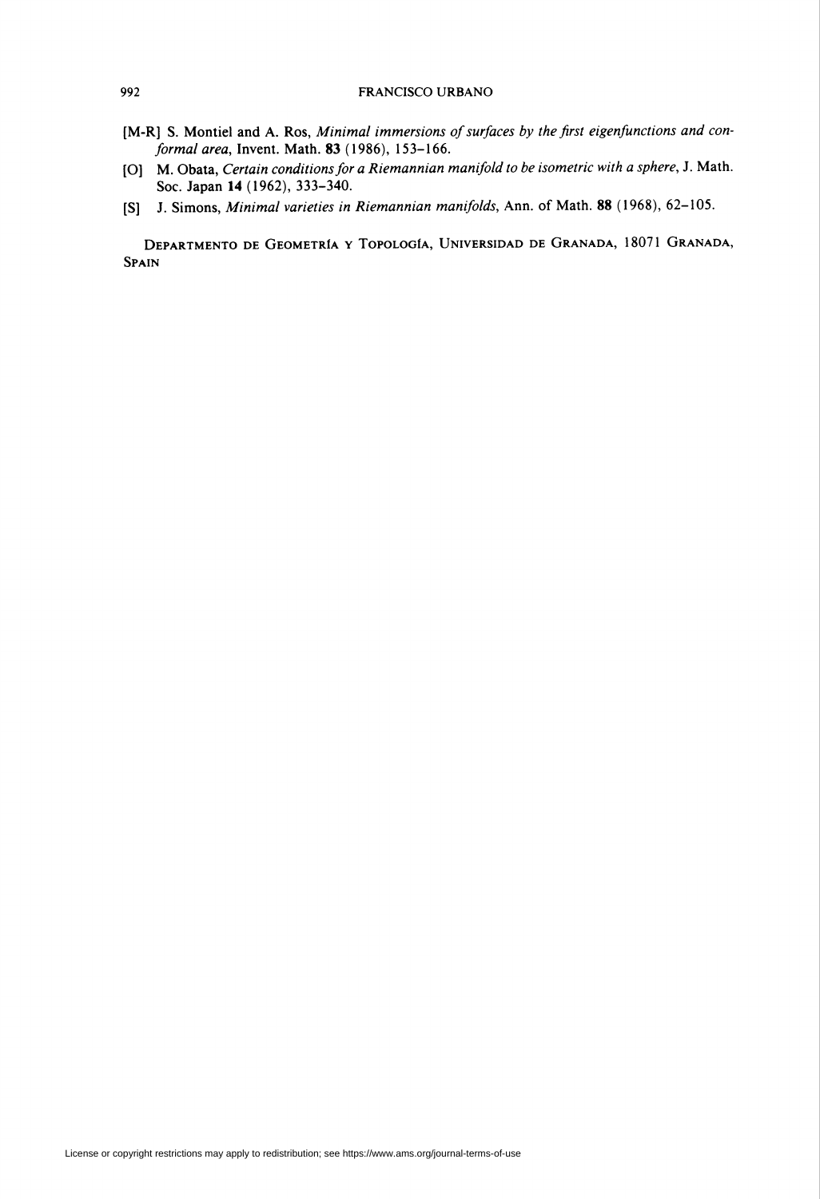[M-R] S. Montiel and A. Ros, *Minimal immersions of surfaces by the first eigenfunctions and conformal area*, Invent. Math. **83** (1986), 153–166.

[O] M. Obata, *Certain conditions for a Riemannian manifold to be isometric with a sphere*, J. Math. Soc. Japan **14** (1962), 333–340.

[S] J. Simons, *Minimal varieties in Riemannian manifolds*, Ann. of Math. **88** (1968), 62–105.

DEPARTMENTO DE GEOMETRÍA Y TOPOLOGÍA, UNIVERSIDAD DE GRANADA, 18071 GRANADA, SPAIN

License or copyright restrictions may apply to redistribution; see https://www.ams.org/journal-terms-of-use